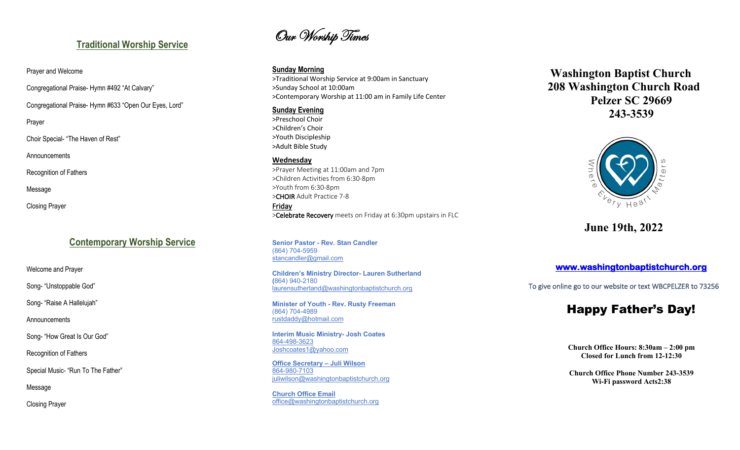## Traditional Worship Service

Prayer and Welcome

Congregational Praise- Hymn #492 "At Calvary"

Congregational Praise- Hymn #633 "Open Our Eyes, Lord"

Prayer

Choir Special- "The Haven of Rest"

Announcements

Recognition of Fathers

Message

Closing Prayer

## Contemporary Worship Service

Welcome and Prayer

Song- "Unstoppable God"

Song- "Raise A Hallelujah"

Announcements

Song- "How Great Is Our God"

Recognition of Fathers

Special Music- "Run To The Father"

Message

Closing Prayer

# *Our Worship Times*

**Sunday Morning**

>Traditional Worship Service at 9:00am in Sanctuary
>Sunday School at 10:00am
>Contemporary Worship at 11:00 am in Family Life Center

**Sunday Evening**

>Preschool Choir
>Children's Choir
>Youth Discipleship
>Adult Bible Study

**Wednesday**

>Prayer Meeting at 11:00am and 7pm
>Children Activities from 6:30-8pm
>Youth from 6:30-8pm
>CHOIR Adult Practice 7-8

**Friday**

>Celebrate Recovery meets on Friday at 6:30pm upstairs in FLC

**Senior Pastor - Rev. Stan Candler**
(864) 704-5959
stancandler@gmail.com

**Children's Ministry Director- Lauren Sutherland**
(864) 940-2180
laurensutherland@washingtonbaptistchurch.org

**Minister of Youth - Rev. Rusty Freeman**
(864) 704-4989
rustdaddy@hotmail.com

**Interim Music Ministry- Josh Coates**
864-498-3623
Joshcoates1@yahoo.com

**Office Secretary – Juli Wilson**
864-980-7103
juliwilson@washingtonbaptistchurch.org

**Church Office Email**
office@washingtonbaptistchurch.org

# Washington Baptist Church
## 208 Washington Church Road
## Pelzer SC 29669
## 243-3539

Where Every Heart Matters

## June 19th, 2022

**www.washingtonbaptistchurch.org**

To give online go to our website or text WBCPELZER to 73256

# Happy Father's Day!

**Church Office Hours: 8:30am – 2:00 pm**
**Closed for Lunch from 12-12:30**

**Church Office Phone Number 243-3539**
**Wi-Fi password Acts2:38**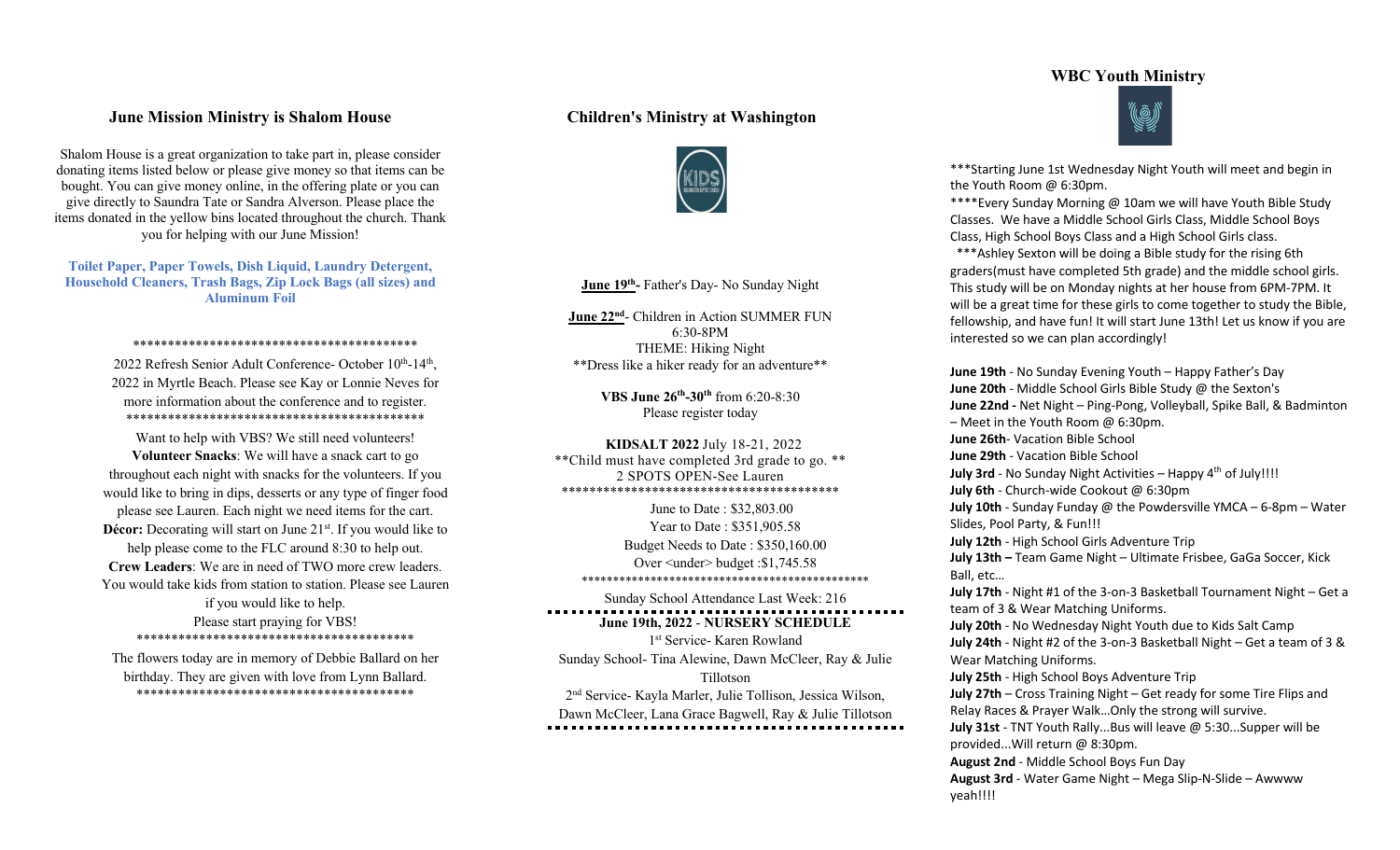## June Mission Ministry is Shalom House

Shalom House is a great organization to take part in, please consider donating items listed below or please give money so that items can be bought. You can give money online, in the offering plate or you can give directly to Saundra Tate or Sandra Alverson. Please place the items donated in the yellow bins located throughout the church. Thank you for helping with our June Mission!

**Toilet Paper, Paper Towels, Dish Liquid, Laundry Detergent, Household Cleaners, Trash Bags, Zip Lock Bags (all sizes) and Aluminum Foil**

*****************************************

2022 Refresh Senior Adult Conference- October 10th-14th, 2022 in Myrtle Beach. Please see Kay or Lonnie Neves for more information about the conference and to register.

*******************************************

Want to help with VBS? We still need volunteers!

**Volunteer Snacks**: We will have a snack cart to go throughout each night with snacks for the volunteers. If you would like to bring in dips, desserts or any type of finger food please see Lauren. Each night we need items for the cart.

**Décor:** Decorating will start on June 21st. If you would like to help please come to the FLC around 8:30 to help out.

**Crew Leaders**: We are in need of TWO more crew leaders. You would take kids from station to station. Please see Lauren if you would like to help.

Please start praying for VBS!

*****************************************

The flowers today are in memory of Debbie Ballard on her birthday. They are given with love from Lynn Ballard.

*****************************************

## Children's Ministry at Washington

**June 19th-** Father's Day- No Sunday Night

**June 22nd**- Children in Action SUMMER FUN 6:30-8PM
THEME: Hiking Night
**Dress like a hiker ready for an adventure**

**VBS June 26th-30th** from 6:20-8:30
Please register today

**KIDSALT 2022** July 18-21, 2022
**Child must have completed 3rd grade to go. **
2 SPOTS OPEN-See Lauren

*****************************************

June to Date : $32,803.00
Year to Date : $351,905.58
Budget Needs to Date : $350,160.00
Over <under> budget :$1,745.58

*******************************************

Sunday School Attendance Last Week: 216

**June 19th, 2022 - NURSERY SCHEDULE**

1st Service- Karen Rowland
Sunday School- Tina Alewine, Dawn McCleer, Ray & Julie Tillotson
2nd Service- Kayla Marler, Julie Tollison, Jessica Wilson, Dawn McCleer, Lana Grace Bagwell, Ray & Julie Tillotson

## WBC Youth Ministry

***Starting June 1st Wednesday Night Youth will meet and begin in the Youth Room @ 6:30pm.

****Every Sunday Morning @ 10am we will have Youth Bible Study Classes. We have a Middle School Girls Class, Middle School Boys Class, High School Boys Class and a High School Girls class.

***Ashley Sexton will be doing a Bible study for the rising 6th graders(must have completed 5th grade) and the middle school girls. This study will be on Monday nights at her house from 6PM-7PM. It will be a great time for these girls to come together to study the Bible, fellowship, and have fun! It will start June 13th! Let us know if you are interested so we can plan accordingly!

**June 19th** - No Sunday Evening Youth – Happy Father's Day
**June 20th** - Middle School Girls Bible Study @ the Sexton's
**June 22nd -** Net Night – Ping-Pong, Volleyball, Spike Ball, & Badminton – Meet in the Youth Room @ 6:30pm.
**June 26th**- Vacation Bible School
**June 29th** - Vacation Bible School
**July 3rd** - No Sunday Night Activities – Happy 4th of July!!!!
**July 6th** - Church-wide Cookout @ 6:30pm
**July 10th** - Sunday Funday @ the Powdersville YMCA – 6-8pm – Water Slides, Pool Party, & Fun!!!
**July 12th** - High School Girls Adventure Trip
**July 13th –** Team Game Night – Ultimate Frisbee, GaGa Soccer, Kick Ball, etc…
**July 17th** - Night #1 of the 3-on-3 Basketball Tournament Night – Get a team of 3 & Wear Matching Uniforms.
**July 20th** - No Wednesday Night Youth due to Kids Salt Camp
**July 24th** - Night #2 of the 3-on-3 Basketball Night – Get a team of 3 & Wear Matching Uniforms.
**July 25th** - High School Boys Adventure Trip
**July 27th** – Cross Training Night – Get ready for some Tire Flips and Relay Races & Prayer Walk…Only the strong will survive.
**July 31st** - TNT Youth Rally...Bus will leave @ 5:30...Supper will be provided...Will return @ 8:30pm.
**August 2nd** - Middle School Boys Fun Day
**August 3rd** - Water Game Night – Mega Slip-N-Slide – Awwww yeah!!!!